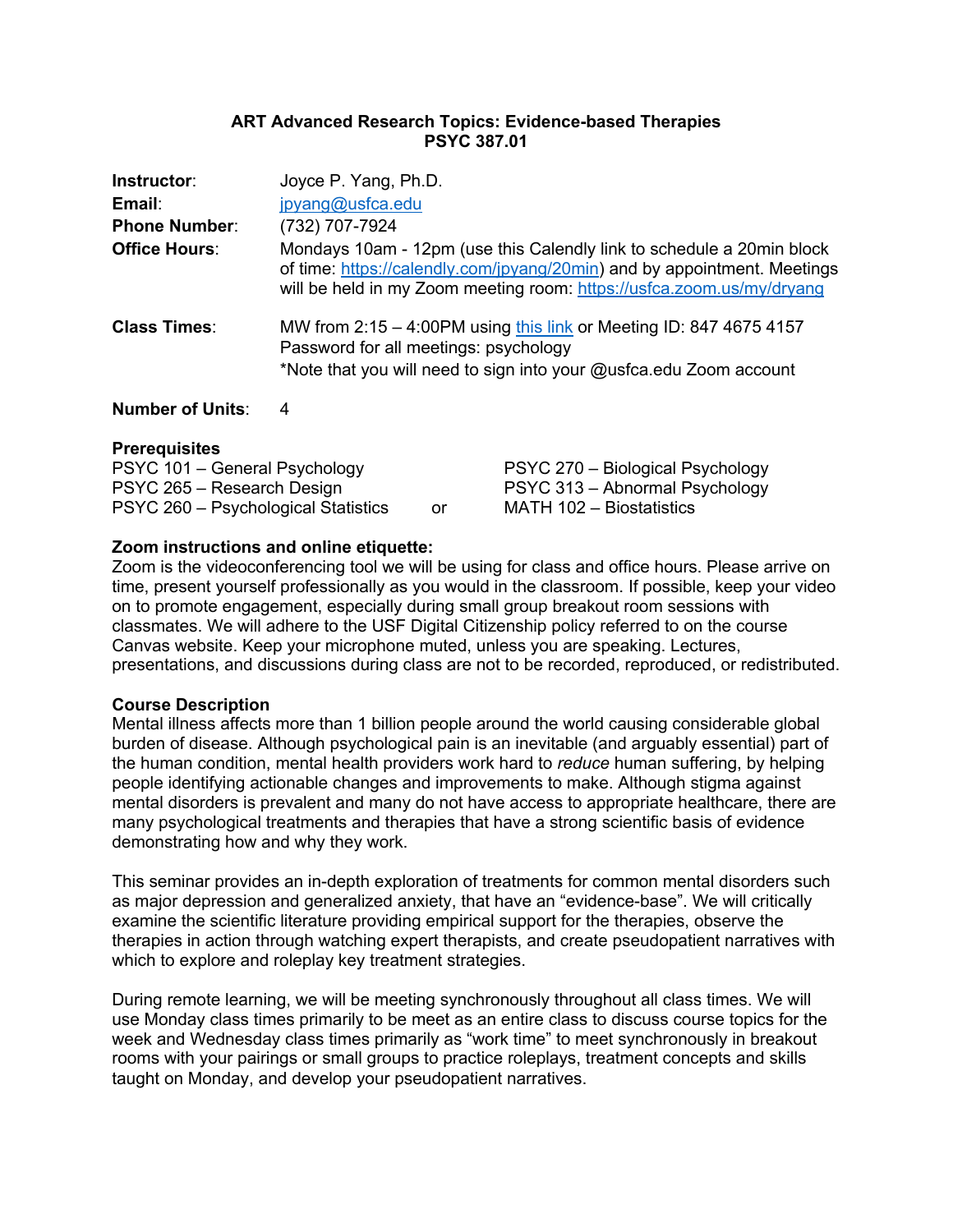# ART Advanced Research Topics: Evidence-based Therapies
## PSYC 387.01

**Instructor**: Joyce P. Yang, Ph.D.

**Email**: jpyang@usfca.edu

**Phone Number**: (732) 707-7924

**Office Hours**: Mondays 10am - 12pm (use this Calendly link to schedule a 20min block of time: https://calendly.com/jpyang/20min) and by appointment. Meetings will be held in my Zoom meeting room: https://usfca.zoom.us/my/dryang

**Class Times**: MW from 2:15 – 4:00PM using this link or Meeting ID: 847 4675 4157
Password for all meetings: psychology
*Note that you will need to sign into your @usfca.edu Zoom account

**Number of Units**: 4

**Prerequisites**

PSYC 101 – General Psychology
PSYC 265 – Research Design
PSYC 260 – Psychological Statistics or MATH 102 – Biostatistics
PSYC 270 – Biological Psychology
PSYC 313 – Abnormal Psychology

**Zoom instructions and online etiquette:**
Zoom is the videoconferencing tool we will be using for class and office hours. Please arrive on time, present yourself professionally as you would in the classroom. If possible, keep your video on to promote engagement, especially during small group breakout room sessions with classmates. We will adhere to the USF Digital Citizenship policy referred to on the course Canvas website. Keep your microphone muted, unless you are speaking. Lectures, presentations, and discussions during class are not to be recorded, reproduced, or redistributed.

**Course Description**
Mental illness affects more than 1 billion people around the world causing considerable global burden of disease. Although psychological pain is an inevitable (and arguably essential) part of the human condition, mental health providers work hard to *reduce* human suffering, by helping people identifying actionable changes and improvements to make. Although stigma against mental disorders is prevalent and many do not have access to appropriate healthcare, there are many psychological treatments and therapies that have a strong scientific basis of evidence demonstrating how and why they work.

This seminar provides an in-depth exploration of treatments for common mental disorders such as major depression and generalized anxiety, that have an "evidence-base". We will critically examine the scientific literature providing empirical support for the therapies, observe the therapies in action through watching expert therapists, and create pseudopatient narratives with which to explore and roleplay key treatment strategies.

During remote learning, we will be meeting synchronously throughout all class times. We will use Monday class times primarily to be meet as an entire class to discuss course topics for the week and Wednesday class times primarily as "work time" to meet synchronously in breakout rooms with your pairings or small groups to practice roleplays, treatment concepts and skills taught on Monday, and develop your pseudopatient narratives.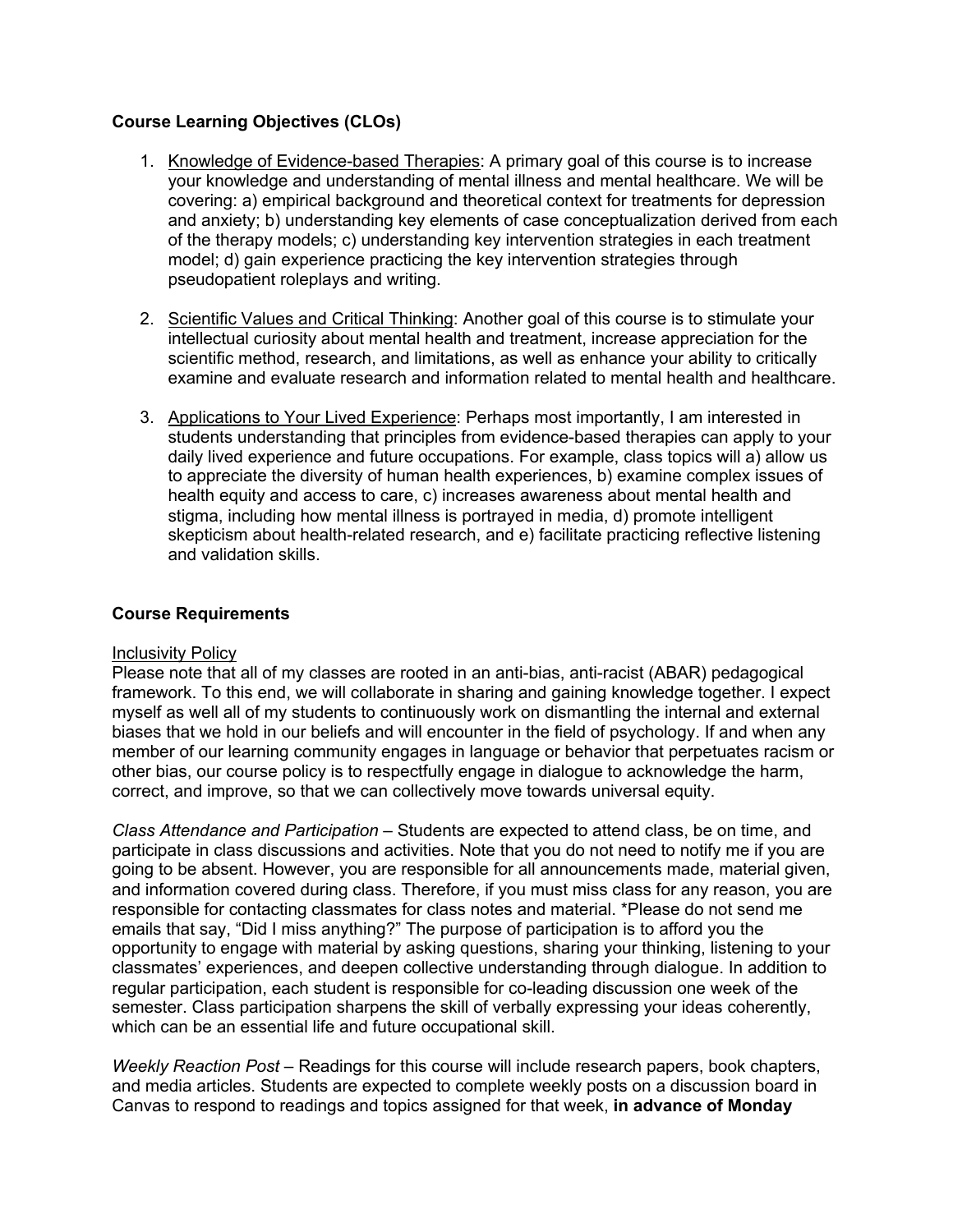**Course Learning Objectives (CLOs)**

1. Knowledge of Evidence-based Therapies: A primary goal of this course is to increase your knowledge and understanding of mental illness and mental healthcare. We will be covering: a) empirical background and theoretical context for treatments for depression and anxiety; b) understanding key elements of case conceptualization derived from each of the therapy models; c) understanding key intervention strategies in each treatment model; d) gain experience practicing the key intervention strategies through pseudopatient roleplays and writing.

2. Scientific Values and Critical Thinking: Another goal of this course is to stimulate your intellectual curiosity about mental health and treatment, increase appreciation for the scientific method, research, and limitations, as well as enhance your ability to critically examine and evaluate research and information related to mental health and healthcare.

3. Applications to Your Lived Experience: Perhaps most importantly, I am interested in students understanding that principles from evidence-based therapies can apply to your daily lived experience and future occupations. For example, class topics will a) allow us to appreciate the diversity of human health experiences, b) examine complex issues of health equity and access to care, c) increases awareness about mental health and stigma, including how mental illness is portrayed in media, d) promote intelligent skepticism about health-related research, and e) facilitate practicing reflective listening and validation skills.

**Course Requirements**

Inclusivity Policy

Please note that all of my classes are rooted in an anti-bias, anti-racist (ABAR) pedagogical framework. To this end, we will collaborate in sharing and gaining knowledge together. I expect myself as well all of my students to continuously work on dismantling the internal and external biases that we hold in our beliefs and will encounter in the field of psychology. If and when any member of our learning community engages in language or behavior that perpetuates racism or other bias, our course policy is to respectfully engage in dialogue to acknowledge the harm, correct, and improve, so that we can collectively move towards universal equity.

*Class Attendance and Participation* – Students are expected to attend class, be on time, and participate in class discussions and activities. Note that you do not need to notify me if you are going to be absent. However, you are responsible for all announcements made, material given, and information covered during class. Therefore, if you must miss class for any reason, you are responsible for contacting classmates for class notes and material. *Please do not send me emails that say, "Did I miss anything?" The purpose of participation is to afford you the opportunity to engage with material by asking questions, sharing your thinking, listening to your classmates' experiences, and deepen collective understanding through dialogue. In addition to regular participation, each student is responsible for co-leading discussion one week of the semester. Class participation sharpens the skill of verbally expressing your ideas coherently, which can be an essential life and future occupational skill.

*Weekly Reaction Post* – Readings for this course will include research papers, book chapters, and media articles. Students are expected to complete weekly posts on a discussion board in Canvas to respond to readings and topics assigned for that week, **in advance of Monday**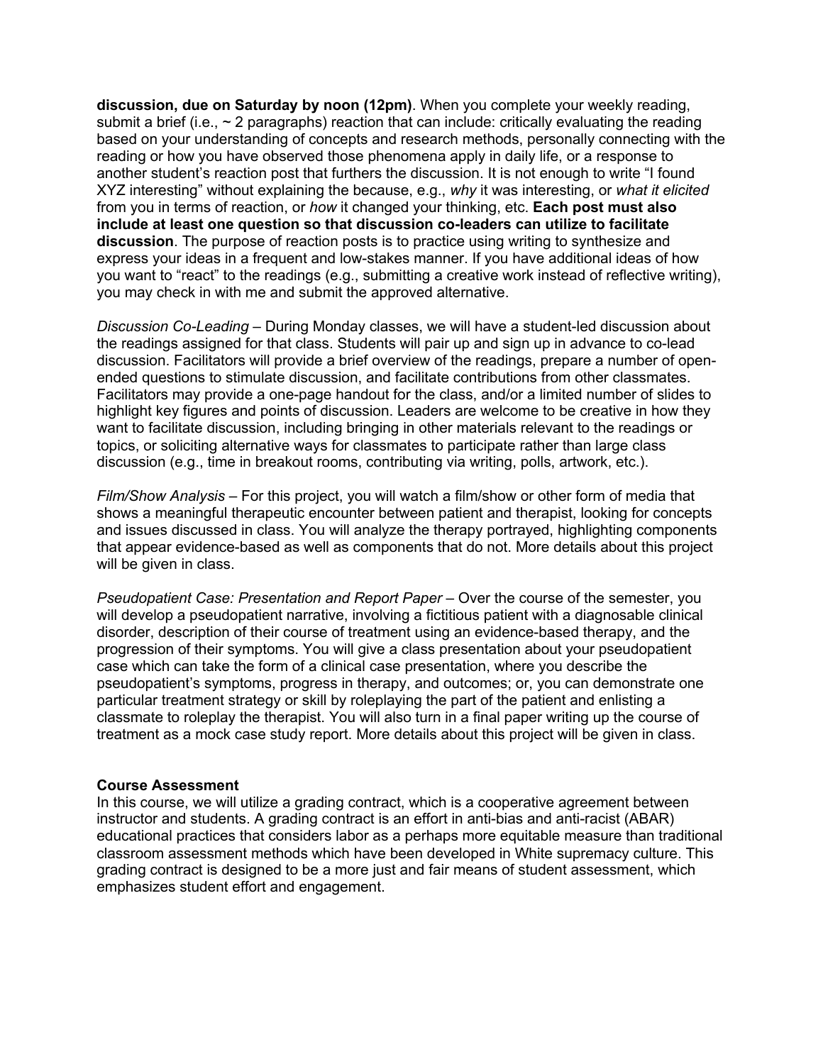**discussion, due on Saturday by noon (12pm)**. When you complete your weekly reading, submit a brief (i.e., ~ 2 paragraphs) reaction that can include: critically evaluating the reading based on your understanding of concepts and research methods, personally connecting with the reading or how you have observed those phenomena apply in daily life, or a response to another student's reaction post that furthers the discussion. It is not enough to write "I found XYZ interesting" without explaining the because, e.g., *why* it was interesting, or *what it elicited* from you in terms of reaction, or *how* it changed your thinking, etc. **Each post must also include at least one question so that discussion co-leaders can utilize to facilitate discussion**. The purpose of reaction posts is to practice using writing to synthesize and express your ideas in a frequent and low-stakes manner. If you have additional ideas of how you want to "react" to the readings (e.g., submitting a creative work instead of reflective writing), you may check in with me and submit the approved alternative.

*Discussion Co-Leading* – During Monday classes, we will have a student-led discussion about the readings assigned for that class. Students will pair up and sign up in advance to co-lead discussion. Facilitators will provide a brief overview of the readings, prepare a number of open-ended questions to stimulate discussion, and facilitate contributions from other classmates. Facilitators may provide a one-page handout for the class, and/or a limited number of slides to highlight key figures and points of discussion. Leaders are welcome to be creative in how they want to facilitate discussion, including bringing in other materials relevant to the readings or topics, or soliciting alternative ways for classmates to participate rather than large class discussion (e.g., time in breakout rooms, contributing via writing, polls, artwork, etc.).

*Film/Show Analysis* – For this project, you will watch a film/show or other form of media that shows a meaningful therapeutic encounter between patient and therapist, looking for concepts and issues discussed in class. You will analyze the therapy portrayed, highlighting components that appear evidence-based as well as components that do not. More details about this project will be given in class.

*Pseudopatient Case: Presentation and Report Paper* – Over the course of the semester, you will develop a pseudopatient narrative, involving a fictitious patient with a diagnosable clinical disorder, description of their course of treatment using an evidence-based therapy, and the progression of their symptoms. You will give a class presentation about your pseudopatient case which can take the form of a clinical case presentation, where you describe the pseudopatient's symptoms, progress in therapy, and outcomes; or, you can demonstrate one particular treatment strategy or skill by roleplaying the part of the patient and enlisting a classmate to roleplay the therapist. You will also turn in a final paper writing up the course of treatment as a mock case study report. More details about this project will be given in class.

**Course Assessment**

In this course, we will utilize a grading contract, which is a cooperative agreement between instructor and students. A grading contract is an effort in anti-bias and anti-racist (ABAR) educational practices that considers labor as a perhaps more equitable measure than traditional classroom assessment methods which have been developed in White supremacy culture. This grading contract is designed to be a more just and fair means of student assessment, which emphasizes student effort and engagement.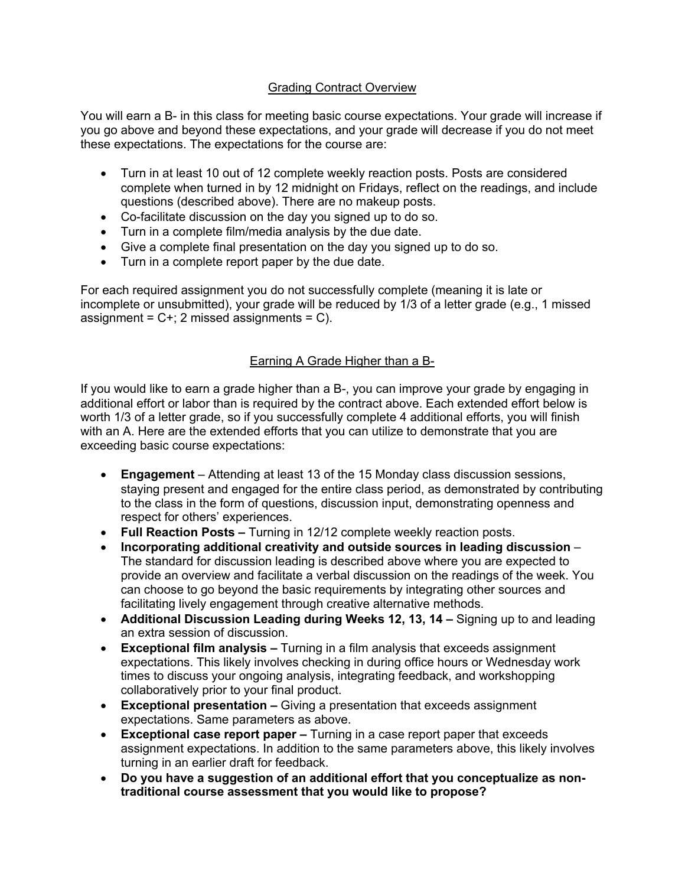## Grading Contract Overview

You will earn a B- in this class for meeting basic course expectations. Your grade will increase if you go above and beyond these expectations, and your grade will decrease if you do not meet these expectations. The expectations for the course are:

- Turn in at least 10 out of 12 complete weekly reaction posts. Posts are considered complete when turned in by 12 midnight on Fridays, reflect on the readings, and include questions (described above). There are no makeup posts.
- Co-facilitate discussion on the day you signed up to do so.
- Turn in a complete film/media analysis by the due date.
- Give a complete final presentation on the day you signed up to do so.
- Turn in a complete report paper by the due date.

For each required assignment you do not successfully complete (meaning it is late or incomplete or unsubmitted), your grade will be reduced by 1/3 of a letter grade (e.g., 1 missed assignment = C+; 2 missed assignments = C).

## Earning A Grade Higher than a B-

If you would like to earn a grade higher than a B-, you can improve your grade by engaging in additional effort or labor than is required by the contract above. Each extended effort below is worth 1/3 of a letter grade, so if you successfully complete 4 additional efforts, you will finish with an A. Here are the extended efforts that you can utilize to demonstrate that you are exceeding basic course expectations:

- **Engagement** – Attending at least 13 of the 15 Monday class discussion sessions, staying present and engaged for the entire class period, as demonstrated by contributing to the class in the form of questions, discussion input, demonstrating openness and respect for others' experiences.
- **Full Reaction Posts –** Turning in 12/12 complete weekly reaction posts.
- **Incorporating additional creativity and outside sources in leading discussion** – The standard for discussion leading is described above where you are expected to provide an overview and facilitate a verbal discussion on the readings of the week. You can choose to go beyond the basic requirements by integrating other sources and facilitating lively engagement through creative alternative methods.
- **Additional Discussion Leading during Weeks 12, 13, 14 –** Signing up to and leading an extra session of discussion.
- **Exceptional film analysis –** Turning in a film analysis that exceeds assignment expectations. This likely involves checking in during office hours or Wednesday work times to discuss your ongoing analysis, integrating feedback, and workshopping collaboratively prior to your final product.
- **Exceptional presentation –** Giving a presentation that exceeds assignment expectations. Same parameters as above.
- **Exceptional case report paper –** Turning in a case report paper that exceeds assignment expectations. In addition to the same parameters above, this likely involves turning in an earlier draft for feedback.
- **Do you have a suggestion of an additional effort that you conceptualize as non-traditional course assessment that you would like to propose?**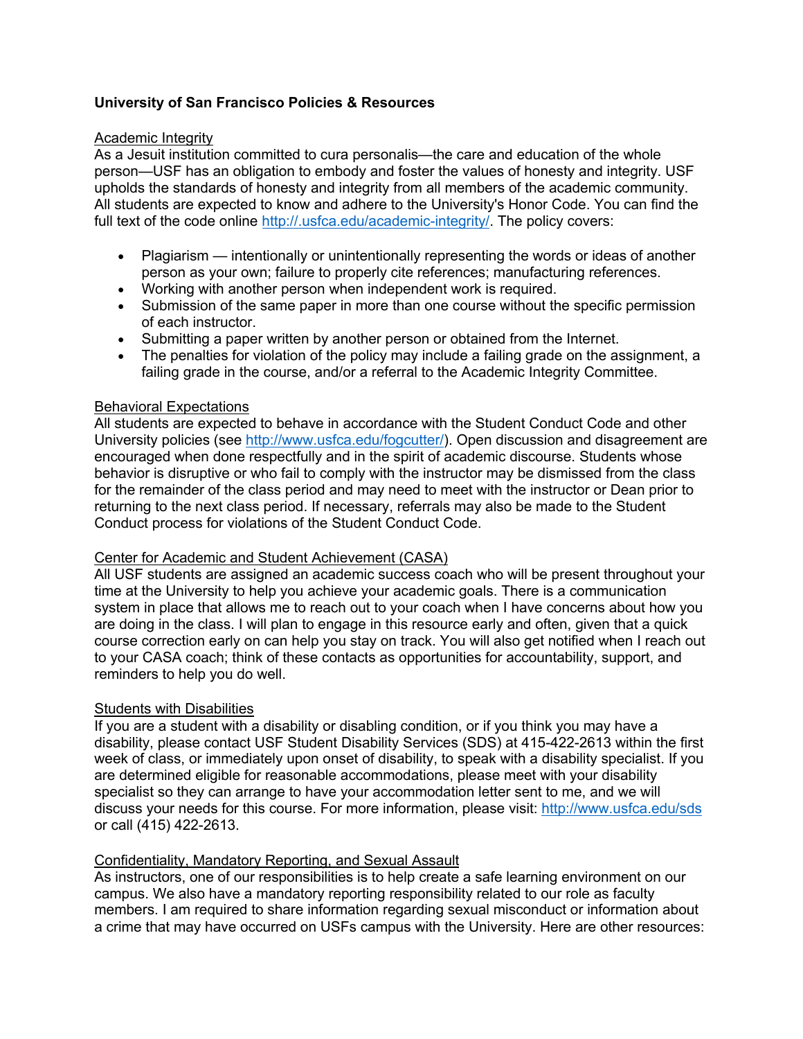**University of San Francisco Policies & Resources**

Academic Integrity

As a Jesuit institution committed to cura personalis—the care and education of the whole person—USF has an obligation to embody and foster the values of honesty and integrity. USF upholds the standards of honesty and integrity from all members of the academic community. All students are expected to know and adhere to the University's Honor Code. You can find the full text of the code online http://.usfca.edu/academic-integrity/. The policy covers:

- Plagiarism — intentionally or unintentionally representing the words or ideas of another person as your own; failure to properly cite references; manufacturing references.
- Working with another person when independent work is required.
- Submission of the same paper in more than one course without the specific permission of each instructor.
- Submitting a paper written by another person or obtained from the Internet.
- The penalties for violation of the policy may include a failing grade on the assignment, a failing grade in the course, and/or a referral to the Academic Integrity Committee.

Behavioral Expectations

All students are expected to behave in accordance with the Student Conduct Code and other University policies (see http://www.usfca.edu/fogcutter/). Open discussion and disagreement are encouraged when done respectfully and in the spirit of academic discourse. Students whose behavior is disruptive or who fail to comply with the instructor may be dismissed from the class for the remainder of the class period and may need to meet with the instructor or Dean prior to returning to the next class period. If necessary, referrals may also be made to the Student Conduct process for violations of the Student Conduct Code.

Center for Academic and Student Achievement (CASA)

All USF students are assigned an academic success coach who will be present throughout your time at the University to help you achieve your academic goals. There is a communication system in place that allows me to reach out to your coach when I have concerns about how you are doing in the class. I will plan to engage in this resource early and often, given that a quick course correction early on can help you stay on track. You will also get notified when I reach out to your CASA coach; think of these contacts as opportunities for accountability, support, and reminders to help you do well.

Students with Disabilities

If you are a student with a disability or disabling condition, or if you think you may have a disability, please contact USF Student Disability Services (SDS) at 415-422-2613 within the first week of class, or immediately upon onset of disability, to speak with a disability specialist. If you are determined eligible for reasonable accommodations, please meet with your disability specialist so they can arrange to have your accommodation letter sent to me, and we will discuss your needs for this course. For more information, please visit: http://www.usfca.edu/sds or call (415) 422-2613.

Confidentiality, Mandatory Reporting, and Sexual Assault

As instructors, one of our responsibilities is to help create a safe learning environment on our campus. We also have a mandatory reporting responsibility related to our role as faculty members. I am required to share information regarding sexual misconduct or information about a crime that may have occurred on USFs campus with the University. Here are other resources: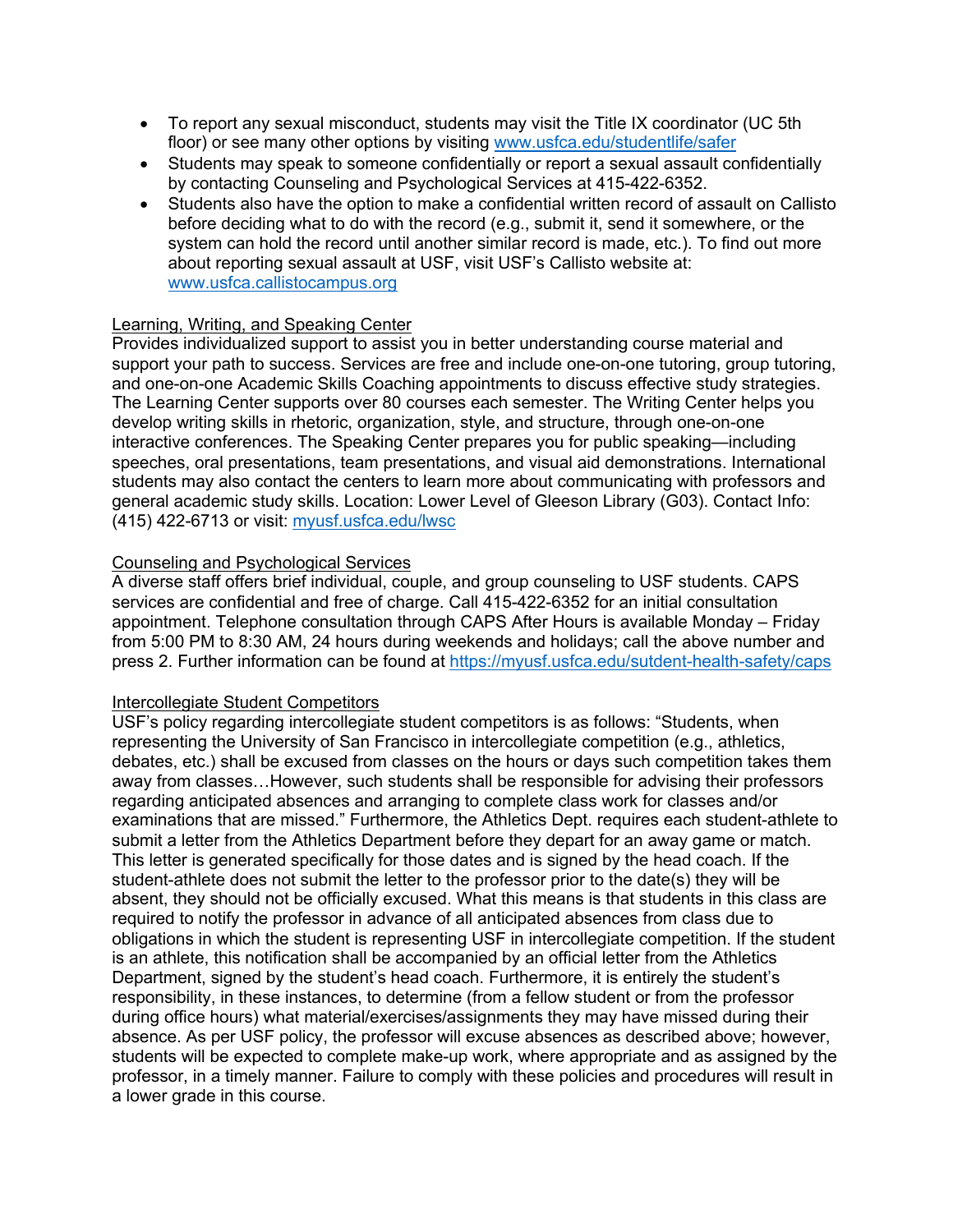- To report any sexual misconduct, students may visit the Title IX coordinator (UC 5th floor) or see many other options by visiting www.usfca.edu/studentlife/safer
- Students may speak to someone confidentially or report a sexual assault confidentially by contacting Counseling and Psychological Services at 415-422-6352.
- Students also have the option to make a confidential written record of assault on Callisto before deciding what to do with the record (e.g., submit it, send it somewhere, or the system can hold the record until another similar record is made, etc.). To find out more about reporting sexual assault at USF, visit USF's Callisto website at: www.usfca.callistocampus.org

Learning, Writing, and Speaking Center

Provides individualized support to assist you in better understanding course material and support your path to success. Services are free and include one-on-one tutoring, group tutoring, and one-on-one Academic Skills Coaching appointments to discuss effective study strategies. The Learning Center supports over 80 courses each semester. The Writing Center helps you develop writing skills in rhetoric, organization, style, and structure, through one-on-one interactive conferences. The Speaking Center prepares you for public speaking—including speeches, oral presentations, team presentations, and visual aid demonstrations. International students may also contact the centers to learn more about communicating with professors and general academic study skills. Location: Lower Level of Gleeson Library (G03). Contact Info: (415) 422-6713 or visit: myusf.usfca.edu/lwsc

Counseling and Psychological Services

A diverse staff offers brief individual, couple, and group counseling to USF students. CAPS services are confidential and free of charge. Call 415-422-6352 for an initial consultation appointment. Telephone consultation through CAPS After Hours is available Monday – Friday from 5:00 PM to 8:30 AM, 24 hours during weekends and holidays; call the above number and press 2. Further information can be found at https://myusf.usfca.edu/sutdent-health-safety/caps

Intercollegiate Student Competitors

USF's policy regarding intercollegiate student competitors is as follows: "Students, when representing the University of San Francisco in intercollegiate competition (e.g., athletics, debates, etc.) shall be excused from classes on the hours or days such competition takes them away from classes…However, such students shall be responsible for advising their professors regarding anticipated absences and arranging to complete class work for classes and/or examinations that are missed." Furthermore, the Athletics Dept. requires each student-athlete to submit a letter from the Athletics Department before they depart for an away game or match. This letter is generated specifically for those dates and is signed by the head coach. If the student-athlete does not submit the letter to the professor prior to the date(s) they will be absent, they should not be officially excused. What this means is that students in this class are required to notify the professor in advance of all anticipated absences from class due to obligations in which the student is representing USF in intercollegiate competition. If the student is an athlete, this notification shall be accompanied by an official letter from the Athletics Department, signed by the student's head coach. Furthermore, it is entirely the student's responsibility, in these instances, to determine (from a fellow student or from the professor during office hours) what material/exercises/assignments they may have missed during their absence. As per USF policy, the professor will excuse absences as described above; however, students will be expected to complete make-up work, where appropriate and as assigned by the professor, in a timely manner. Failure to comply with these policies and procedures will result in a lower grade in this course.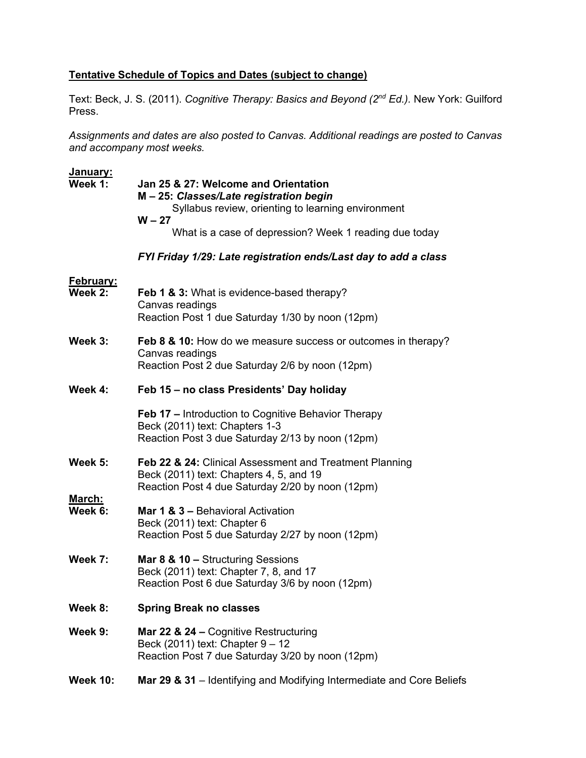**<u>Tentative Schedule of Topics and Dates (subject to change)</u>**

Text: Beck, J. S. (2011). *Cognitive Therapy: Basics and Beyond (2nd Ed.)*. New York: Guilford Press.

*Assignments and dates are also posted to Canvas. Additional readings are posted to Canvas and accompany most weeks.*

**<u>January:</u>**

**Week 1:** **Jan 25 & 27: Welcome and Orientation**

**M – 25:** ***Classes/Late registration begin***

Syllabus review, orienting to learning environment

**W – 27**

What is a case of depression? Week 1 reading due today

***FYI Friday 1/29: Late registration ends/Last day to add a class***

**<u>February:</u>**

**Week 2:** **Feb 1 & 3:** What is evidence-based therapy?
Canvas readings
Reaction Post 1 due Saturday 1/30 by noon (12pm)

**Week 3:** **Feb 8 & 10:** How do we measure success or outcomes in therapy?
Canvas readings
Reaction Post 2 due Saturday 2/6 by noon (12pm)

**Week 4:** **Feb 15 – no class Presidents' Day holiday**

**Feb 17 –** Introduction to Cognitive Behavior Therapy
Beck (2011) text: Chapters 1-3
Reaction Post 3 due Saturday 2/13 by noon (12pm)

**Week 5:** **Feb 22 & 24:** Clinical Assessment and Treatment Planning
Beck (2011) text: Chapters 4, 5, and 19
Reaction Post 4 due Saturday 2/20 by noon (12pm)

**<u>March:</u>**

**Week 6:** **Mar 1 & 3 –** Behavioral Activation
Beck (2011) text: Chapter 6
Reaction Post 5 due Saturday 2/27 by noon (12pm)

**Week 7:** **Mar 8 & 10 –** Structuring Sessions
Beck (2011) text: Chapter 7, 8, and 17
Reaction Post 6 due Saturday 3/6 by noon (12pm)

**Week 8:** **Spring Break no classes**

**Week 9:** **Mar 22 & 24 –** Cognitive Restructuring
Beck (2011) text: Chapter 9 – 12
Reaction Post 7 due Saturday 3/20 by noon (12pm)

**Week 10:** **Mar 29 & 31** – Identifying and Modifying Intermediate and Core Beliefs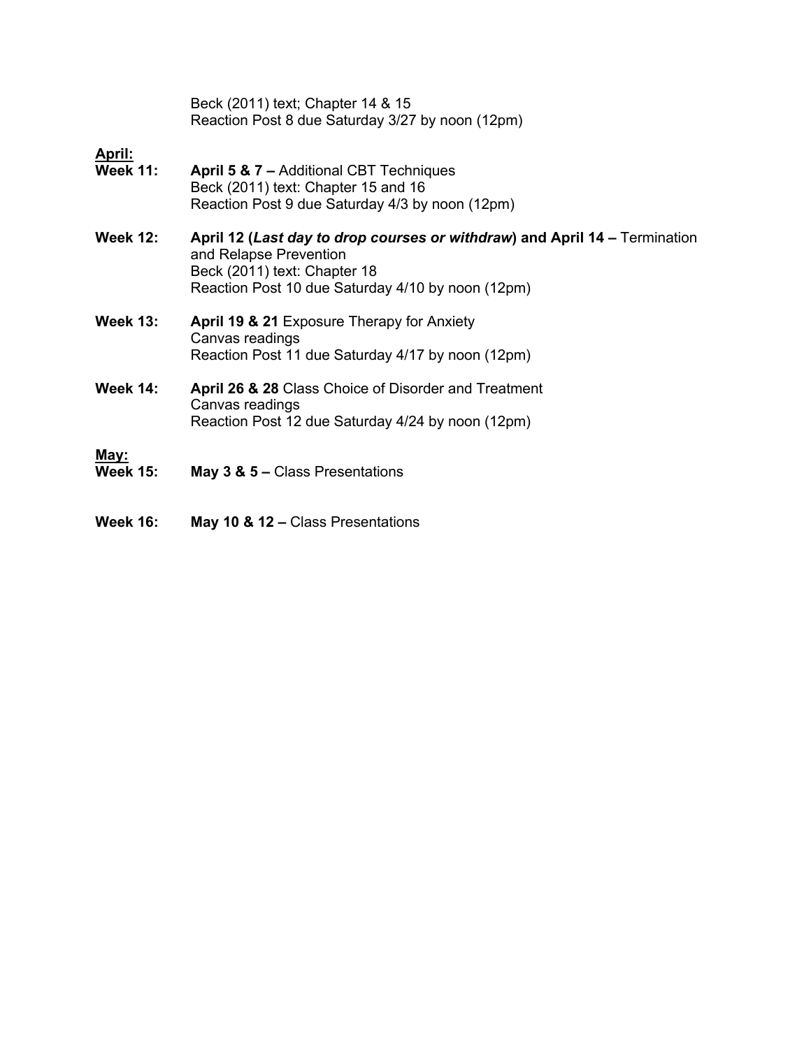Beck (2011) text; Chapter 14 & 15
Reaction Post 8 due Saturday 3/27 by noon (12pm)

**April:**

**Week 11:** **April 5 & 7 –** Additional CBT Techniques
Beck (2011) text: Chapter 15 and 16
Reaction Post 9 due Saturday 4/3 by noon (12pm)

**Week 12:** **April 12 (*Last day to drop courses or withdraw*) and April 14 –** Termination and Relapse Prevention
Beck (2011) text: Chapter 18
Reaction Post 10 due Saturday 4/10 by noon (12pm)

**Week 13:** **April 19 & 21** Exposure Therapy for Anxiety
Canvas readings
Reaction Post 11 due Saturday 4/17 by noon (12pm)

**Week 14:** **April 26 & 28** Class Choice of Disorder and Treatment
Canvas readings
Reaction Post 12 due Saturday 4/24 by noon (12pm)

**May:**

**Week 15:** **May 3 & 5 –** Class Presentations

**Week 16:** **May 10 & 12 –** Class Presentations